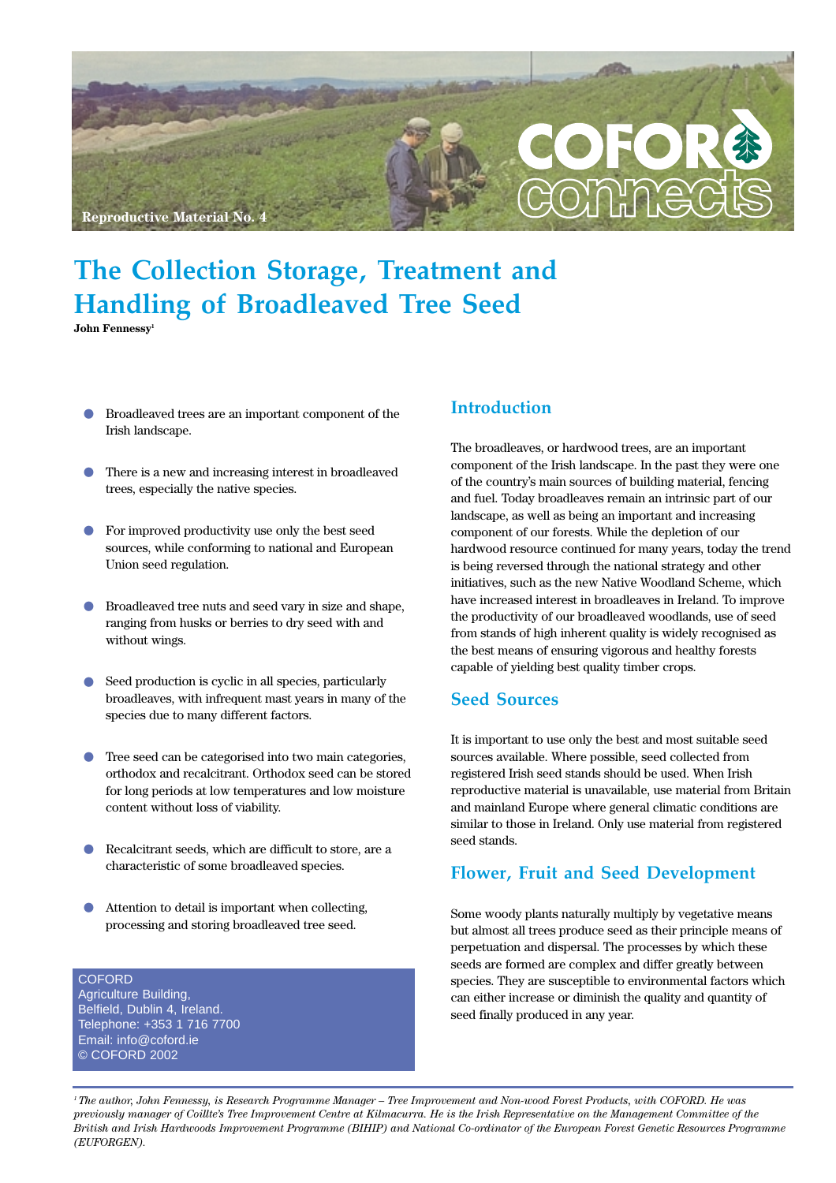Reproductive Material No. 4

# The Collection Storage, Treatment and Handling of Broadleaved Tree Seed

**John Fennessy**[1]

- Broadleaved trees are an important component of the Irish landscape.
- There is a new and increasing interest in broadleaved trees, especially the native species.
- For improved productivity use only the best seed sources, while conforming to national and European Union seed regulation.
- Broadleaved tree nuts and seed vary in size and shape, ranging from husks or berries to dry seed with and without wings.
- Seed production is cyclic in all species, particularly broadleaves, with infrequent mast years in many of the species due to many different factors.
- Tree seed can be categorised into two main categories, orthodox and recalcitrant. Orthodox seed can be stored for long periods at low temperatures and low moisture content without loss of viability.
- Recalcitrant seeds, which are difficult to store, are a characteristic of some broadleaved species.
- Attention to detail is important when collecting, processing and storing broadleaved tree seed.

COFORD
Agriculture Building,
Belfield, Dublin 4, Ireland.
Telephone: +353 1 716 7700
Email: info@coford.ie
© COFORD 2002

## Introduction

The broadleaves, or hardwood trees, are an important component of the Irish landscape. In the past they were one of the country's main sources of building material, fencing and fuel. Today broadleaves remain an intrinsic part of our landscape, as well as being an important and increasing component of our forests. While the depletion of our hardwood resource continued for many years, today the trend is being reversed through the national strategy and other initiatives, such as the new Native Woodland Scheme, which have increased interest in broadleaves in Ireland. To improve the productivity of our broadleaved woodlands, use of seed from stands of high inherent quality is widely recognised as the best means of ensuring vigorous and healthy forests capable of yielding best quality timber crops.

## Seed Sources

It is important to use only the best and most suitable seed sources available. Where possible, seed collected from registered Irish seed stands should be used. When Irish reproductive material is unavailable, use material from Britain and mainland Europe where general climatic conditions are similar to those in Ireland. Only use material from registered seed stands.

## Flower, Fruit and Seed Development

Some woody plants naturally multiply by vegetative means but almost all trees produce seed as their principle means of perpetuation and dispersal. The processes by which these seeds are formed are complex and differ greatly between species. They are susceptible to environmental factors which can either increase or diminish the quality and quantity of seed finally produced in any year.

---

*[1] The author, John Fennessy, is Research Programme Manager – Tree Improvement and Non-wood Forest Products, with COFORD. He was previously manager of Coillte's Tree Improvement Centre at Kilmacurra. He is the Irish Representative on the Management Committee of the British and Irish Hardwoods Improvement Programme (BIHIP) and National Co-ordinator of the European Forest Genetic Resources Programme (EUFORGEN).*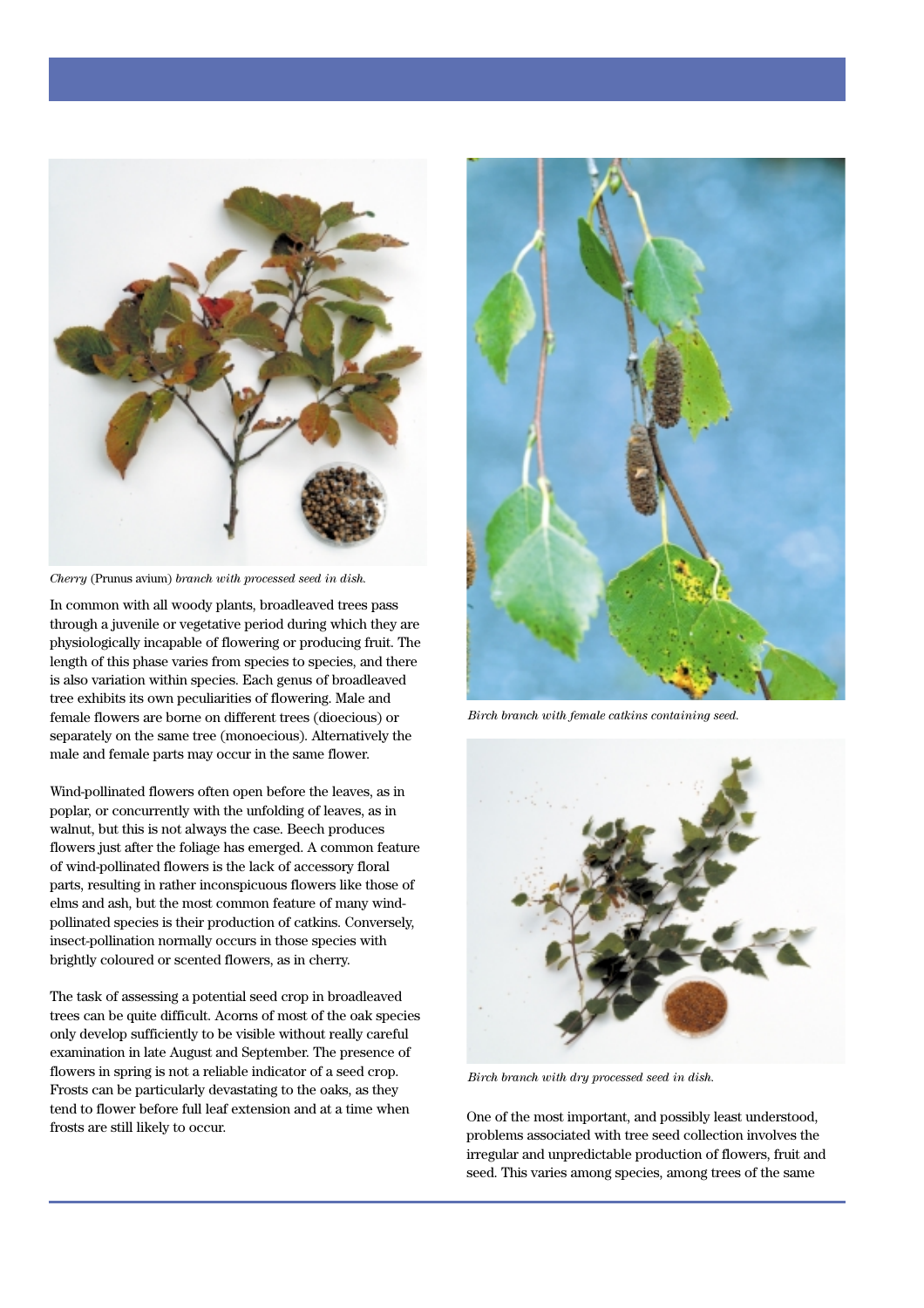*Cherry* (Prunus avium) *branch with processed seed in dish.*

In common with all woody plants, broadleaved trees pass through a juvenile or vegetative period during which they are physiologically incapable of flowering or producing fruit. The length of this phase varies from species to species, and there is also variation within species. Each genus of broadleaved tree exhibits its own peculiarities of flowering. Male and female flowers are borne on different trees (dioecious) or separately on the same tree (monoecious). Alternatively the male and female parts may occur in the same flower.

Wind-pollinated flowers often open before the leaves, as in poplar, or concurrently with the unfolding of leaves, as in walnut, but this is not always the case. Beech produces flowers just after the foliage has emerged. A common feature of wind-pollinated flowers is the lack of accessory floral parts, resulting in rather inconspicuous flowers like those of elms and ash, but the most common feature of many wind-pollinated species is their production of catkins. Conversely, insect-pollination normally occurs in those species with brightly coloured or scented flowers, as in cherry.

The task of assessing a potential seed crop in broadleaved trees can be quite difficult. Acorns of most of the oak species only develop sufficiently to be visible without really careful examination in late August and September. The presence of flowers in spring is not a reliable indicator of a seed crop. Frosts can be particularly devastating to the oaks, as they tend to flower before full leaf extension and at a time when frosts are still likely to occur.

*Birch branch with female catkins containing seed.*

*Birch branch with dry processed seed in dish.*

One of the most important, and possibly least understood, problems associated with tree seed collection involves the irregular and unpredictable production of flowers, fruit and seed. This varies among species, among trees of the same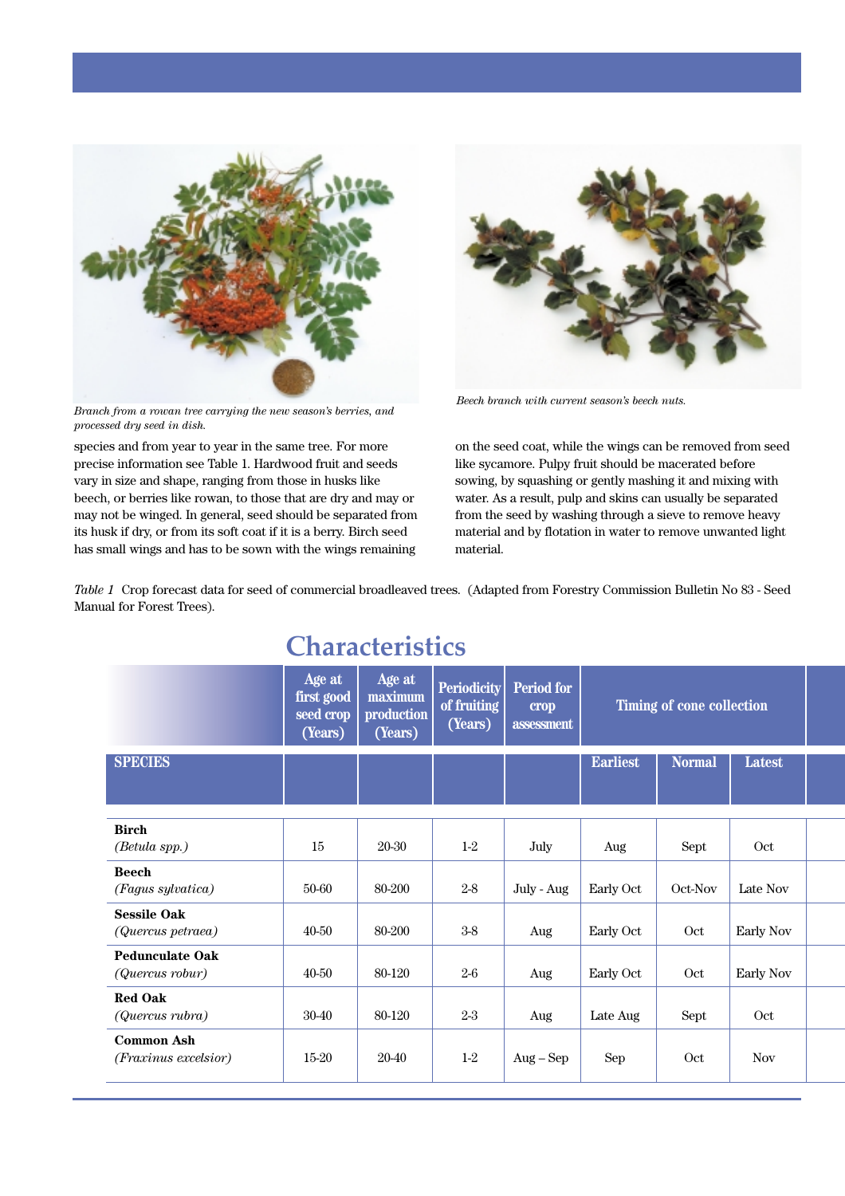Branch from a rowan tree carrying the new season's berries, and processed dry seed in dish.

Beech branch with current season's beech nuts.

species and from year to year in the same tree. For more precise information see Table 1. Hardwood fruit and seeds vary in size and shape, ranging from those in husks like beech, or berries like rowan, to those that are dry and may or may not be winged. In general, seed should be separated from its husk if dry, or from its soft coat if it is a berry. Birch seed has small wings and has to be sown with the wings remaining on the seed coat, while the wings can be removed from seed like sycamore. Pulpy fruit should be macerated before sowing, by squashing or gently mashing it and mixing with water. As a result, pulp and skins can usually be separated from the seed by washing through a sieve to remove heavy material and by flotation in water to remove unwanted light material.

*Table 1* Crop forecast data for seed of commercial broadleaved trees. (Adapted from Forestry Commission Bulletin No 83 - Seed Manual for Forest Trees).

## Characteristics

| SPECIES | Age at first good seed crop (Years) | Age at maximum production (Years) | Periodicity of fruiting (Years) | Period for crop assessment | Timing of cone collection | | |
|---|---|---|---|---|---|---|---|
| | | | | | Earliest | Normal | Latest |
| **Birch** *(Betula spp.)* | 15 | 20-30 | 1-2 | July | Aug | Sept | Oct |
| **Beech** *(Fagus sylvatica)* | 50-60 | 80-200 | 2-8 | July - Aug | Early Oct | Oct-Nov | Late Nov |
| **Sessile Oak** *(Quercus petraea)* | 40-50 | 80-200 | 3-8 | Aug | Early Oct | Oct | Early Nov |
| **Pedunculate Oak** *(Quercus robur)* | 40-50 | 80-120 | 2-6 | Aug | Early Oct | Oct | Early Nov |
| **Red Oak** *(Quercus rubra)* | 30-40 | 80-120 | 2-3 | Aug | Late Aug | Sept | Oct |
| **Common Ash** *(Fraxinus excelsior)* | 15-20 | 20-40 | 1-2 | Aug – Sep | Sep | Oct | Nov |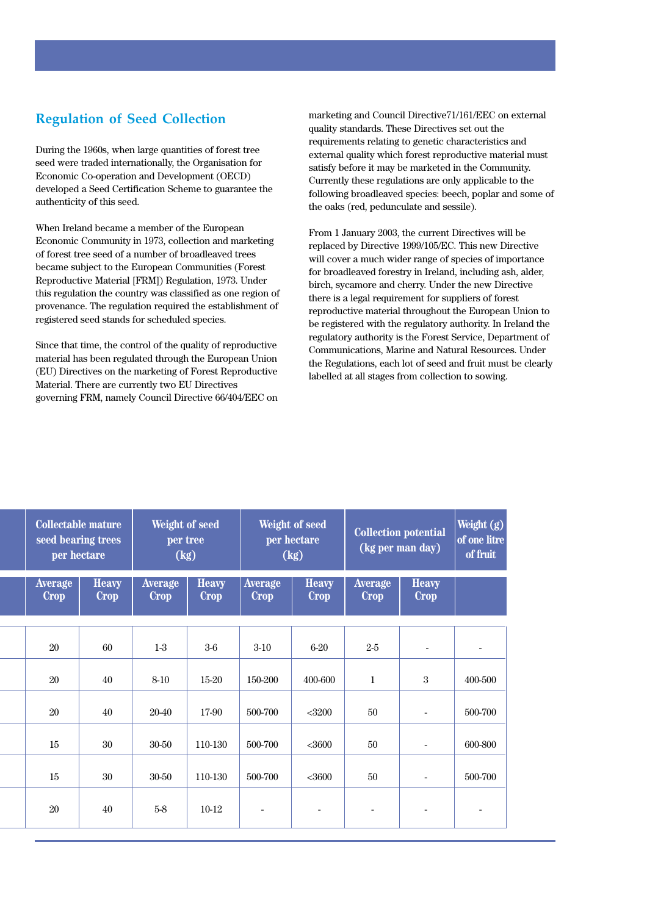## Regulation of Seed Collection

During the 1960s, when large quantities of forest tree seed were traded internationally, the Organisation for Economic Co-operation and Development (OECD) developed a Seed Certification Scheme to guarantee the authenticity of this seed.

When Ireland became a member of the European Economic Community in 1973, collection and marketing of forest tree seed of a number of broadleaved trees became subject to the European Communities (Forest Reproductive Material [FRM]) Regulation, 1973. Under this regulation the country was classified as one region of provenance. The regulation required the establishment of registered seed stands for scheduled species.

Since that time, the control of the quality of reproductive material has been regulated through the European Union (EU) Directives on the marketing of Forest Reproductive Material. There are currently two EU Directives governing FRM, namely Council Directive 66/404/EEC on marketing and Council Directive71/161/EEC on external quality standards. These Directives set out the requirements relating to genetic characteristics and external quality which forest reproductive material must satisfy before it may be marketed in the Community. Currently these regulations are only applicable to the following broadleaved species: beech, poplar and some of the oaks (red, pedunculate and sessile).

From 1 January 2003, the current Directives will be replaced by Directive 1999/105/EC. This new Directive will cover a much wider range of species of importance for broadleaved forestry in Ireland, including ash, alder, birch, sycamore and cherry. Under the new Directive there is a legal requirement for suppliers of forest reproductive material throughout the European Union to be registered with the regulatory authority. In Ireland the regulatory authority is the Forest Service, Department of Communications, Marine and Natural Resources. Under the Regulations, each lot of seed and fruit must be clearly labelled at all stages from collection to sowing.

| Collectable mature seed bearing trees per hectare | | Weight of seed per tree (kg) | | Weight of seed per hectare (kg) | | Collection potential (kg per man day) | | Weight (g) of one litre of fruit |
|---|---|---|---|---|---|---|---|---|
| Average Crop | Heavy Crop | Average Crop | Heavy Crop | Average Crop | Heavy Crop | Average Crop | Heavy Crop | |
| 20 | 60 | 1-3 | 3-6 | 3-10 | 6-20 | 2-5 | - | - |
| 20 | 40 | 8-10 | 15-20 | 150-200 | 400-600 | 1 | 3 | 400-500 |
| 20 | 40 | 20-40 | 17-90 | 500-700 | <3200 | 50 | - | 500-700 |
| 15 | 30 | 30-50 | 110-130 | 500-700 | <3600 | 50 | - | 600-800 |
| 15 | 30 | 30-50 | 110-130 | 500-700 | <3600 | 50 | - | 500-700 |
| 20 | 40 | 5-8 | 10-12 | - | - | - | - | - |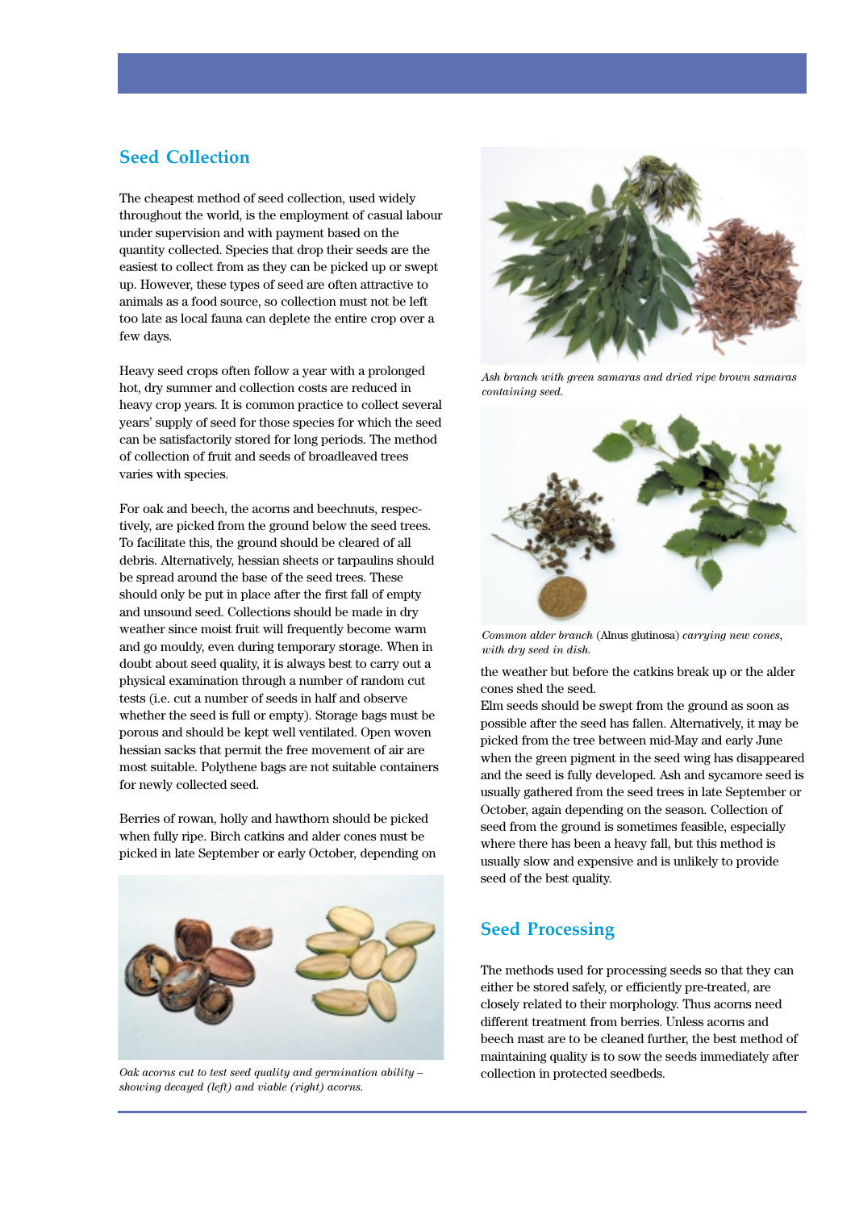## Seed Collection

The cheapest method of seed collection, used widely throughout the world, is the employment of casual labour under supervision and with payment based on the quantity collected. Species that drop their seeds are the easiest to collect from as they can be picked up or swept up. However, these types of seed are often attractive to animals as a food source, so collection must not be left too late as local fauna can deplete the entire crop over a few days.

Heavy seed crops often follow a year with a prolonged hot, dry summer and collection costs are reduced in heavy crop years. It is common practice to collect several years' supply of seed for those species for which the seed can be satisfactorily stored for long periods. The method of collection of fruit and seeds of broadleaved trees varies with species.

For oak and beech, the acorns and beechnuts, respectively, are picked from the ground below the seed trees. To facilitate this, the ground should be cleared of all debris. Alternatively, hessian sheets or tarpaulins should be spread around the base of the seed trees. These should only be put in place after the first fall of empty and unsound seed. Collections should be made in dry weather since moist fruit will frequently become warm and go mouldy, even during temporary storage. When in doubt about seed quality, it is always best to carry out a physical examination through a number of random cut tests (i.e. cut a number of seeds in half and observe whether the seed is full or empty). Storage bags must be porous and should be kept well ventilated. Open woven hessian sacks that permit the free movement of air are most suitable. Polythene bags are not suitable containers for newly collected seed.

Berries of rowan, holly and hawthorn should be picked when fully ripe. Birch catkins and alder cones must be picked in late September or early October, depending on the weather but before the catkins break up or the alder cones shed the seed.

*Oak acorns cut to test seed quality and germination ability – showing decayed (left) and viable (right) acorns.*

*Ash branch with green samaras and dried ripe brown samaras containing seed.*

*Common alder branch* (Alnus glutinosa) *carrying new cones, with dry seed in dish.*

Elm seeds should be swept from the ground as soon as possible after the seed has fallen. Alternatively, it may be picked from the tree between mid-May and early June when the green pigment in the seed wing has disappeared and the seed is fully developed. Ash and sycamore seed is usually gathered from the seed trees in late September or October, again depending on the season. Collection of seed from the ground is sometimes feasible, especially where there has been a heavy fall, but this method is usually slow and expensive and is unlikely to provide seed of the best quality.

## Seed Processing

The methods used for processing seeds so that they can either be stored safely, or efficiently pre-treated, are closely related to their morphology. Thus acorns need different treatment from berries. Unless acorns and beech mast are to be cleaned further, the best method of maintaining quality is to sow the seeds immediately after collection in protected seedbeds.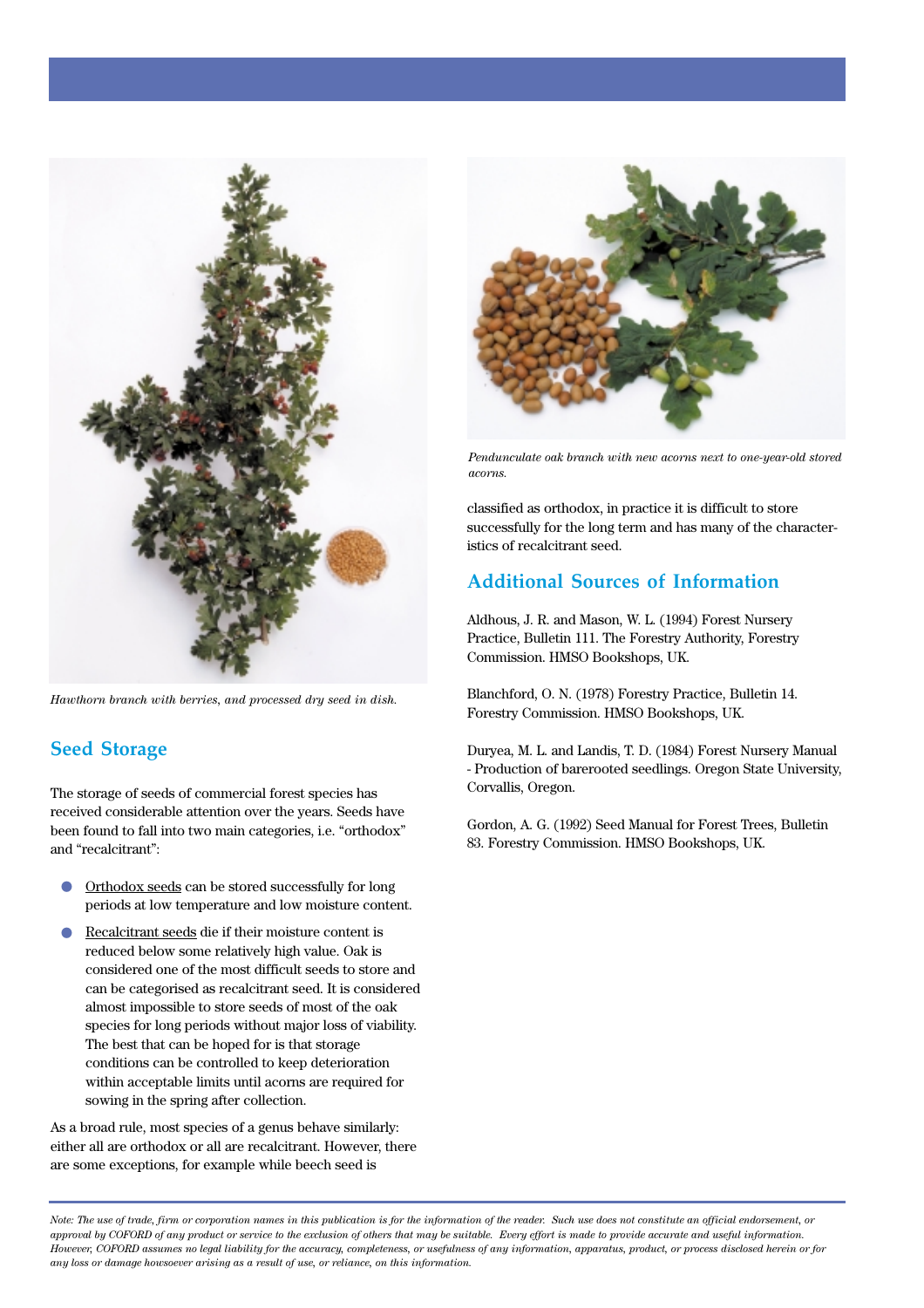*Hawthorn branch with berries, and processed dry seed in dish.*

## Seed Storage

The storage of seeds of commercial forest species has received considerable attention over the years. Seeds have been found to fall into two main categories, i.e. "orthodox" and "recalcitrant":

- <u>Orthodox seeds</u> can be stored successfully for long periods at low temperature and low moisture content.
- <u>Recalcitrant seeds</u> die if their moisture content is reduced below some relatively high value. Oak is considered one of the most difficult seeds to store and can be categorised as recalcitrant seed. It is considered almost impossible to store seeds of most of the oak species for long periods without major loss of viability. The best that can be hoped for is that storage conditions can be controlled to keep deterioration within acceptable limits until acorns are required for sowing in the spring after collection.

As a broad rule, most species of a genus behave similarly: either all are orthodox or all are recalcitrant. However, there are some exceptions, for example while beech seed is classified as orthodox, in practice it is difficult to store successfully for the long term and has many of the characteristics of recalcitrant seed.

*Penduncualte oak branch with new acorns next to one-year-old stored acorns.*

## Additional Sources of Information

Aldhous, J. R. and Mason, W. L. (1994) Forest Nursery Practice, Bulletin 111. The Forestry Authority, Forestry Commission. HMSO Bookshops, UK.

Blanchford, O. N. (1978) Forestry Practice, Bulletin 14. Forestry Commission. HMSO Bookshops, UK.

Duryea, M. L. and Landis, T. D. (1984) Forest Nursery Manual - Production of barerooted seedlings. Oregon State University, Corvallis, Oregon.

Gordon, A. G. (1992) Seed Manual for Forest Trees, Bulletin 83. Forestry Commission. HMSO Bookshops, UK.

*Note: The use of trade, firm or corporation names in this publication is for the information of the reader. Such use does not constitute an official endorsement, or approval by COFORD of any product or service to the exclusion of others that may be suitable. Every effort is made to provide accurate and useful information. However, COFORD assumes no legal liability for the accuracy, completeness, or usefulness of any information, apparatus, product, or process disclosed herein or for any loss or damage howsoever arising as a result of use, or reliance, on this information.*